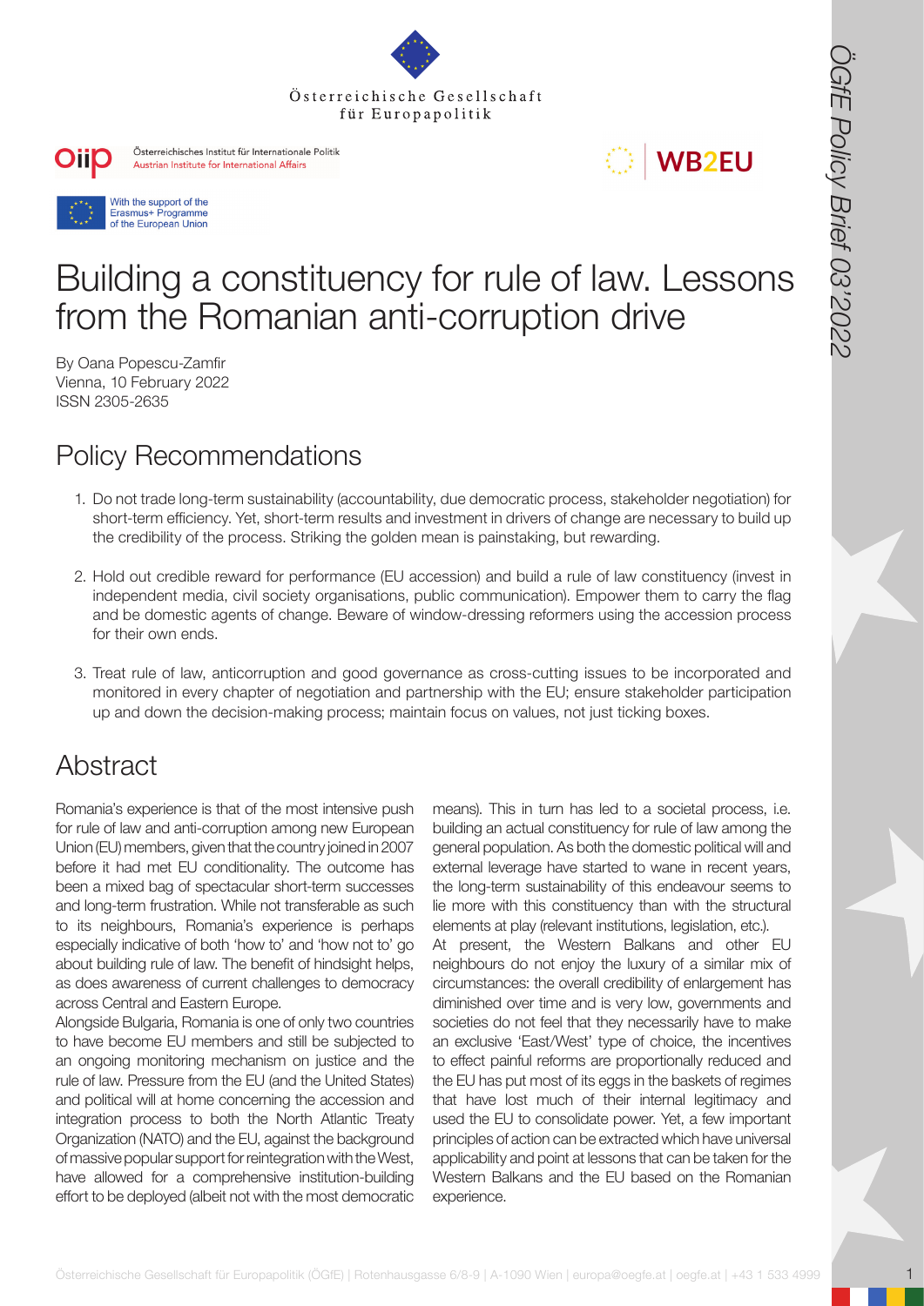Österreichische Gesellschaft für Europapolitik

Österreichisches Institut für Internationale Politik
Austrian Institute for International Affairs

WB2EU

With the support of the Erasmus+ Programme of the European Union

# Building a constituency for rule of law. Lessons from the Romanian anti-corruption drive

By Oana Popescu-Zamfir
Vienna, 10 February 2022
ISSN 2305-2635

## Policy Recommendations

1. Do not trade long-term sustainability (accountability, due democratic process, stakeholder negotiation) for short-term efficiency. Yet, short-term results and investment in drivers of change are necessary to build up the credibility of the process. Striking the golden mean is painstaking, but rewarding.
2. Hold out credible reward for performance (EU accession) and build a rule of law constituency (invest in independent media, civil society organisations, public communication). Empower them to carry the flag and be domestic agents of change. Beware of window-dressing reformers using the accession process for their own ends.
3. Treat rule of law, anticorruption and good governance as cross-cutting issues to be incorporated and monitored in every chapter of negotiation and partnership with the EU; ensure stakeholder participation up and down the decision-making process; maintain focus on values, not just ticking boxes.

## Abstract

Romania's experience is that of the most intensive push for rule of law and anti-corruption among new European Union (EU) members, given that the country joined in 2007 before it had met EU conditionality. The outcome has been a mixed bag of spectacular short-term successes and long-term frustration. While not transferable as such to its neighbours, Romania's experience is perhaps especially indicative of both 'how to' and 'how not to' go about building rule of law. The benefit of hindsight helps, as does awareness of current challenges to democracy across Central and Eastern Europe.

Alongside Bulgaria, Romania is one of only two countries to have become EU members and still be subjected to an ongoing monitoring mechanism on justice and the rule of law. Pressure from the EU (and the United States) and political will at home concerning the accession and integration process to both the North Atlantic Treaty Organization (NATO) and the EU, against the background of massive popular support for reintegration with the West, have allowed for a comprehensive institution-building effort to be deployed (albeit not with the most democratic means). This in turn has led to a societal process, i.e. building an actual constituency for rule of law among the general population. As both the domestic political will and external leverage have started to wane in recent years, the long-term sustainability of this endeavour seems to lie more with this constituency than with the structural elements at play (relevant institutions, legislation, etc.).

At present, the Western Balkans and other EU neighbours do not enjoy the luxury of a similar mix of circumstances: the overall credibility of enlargement has diminished over time and is very low, governments and societies do not feel that they necessarily have to make an exclusive 'East/West' type of choice, the incentives to effect painful reforms are proportionally reduced and the EU has put most of its eggs in the baskets of regimes that have lost much of their internal legitimacy and used the EU to consolidate power. Yet, a few important principles of action can be extracted which have universal applicability and point at lessons that can be taken for the Western Balkans and the EU based on the Romanian experience.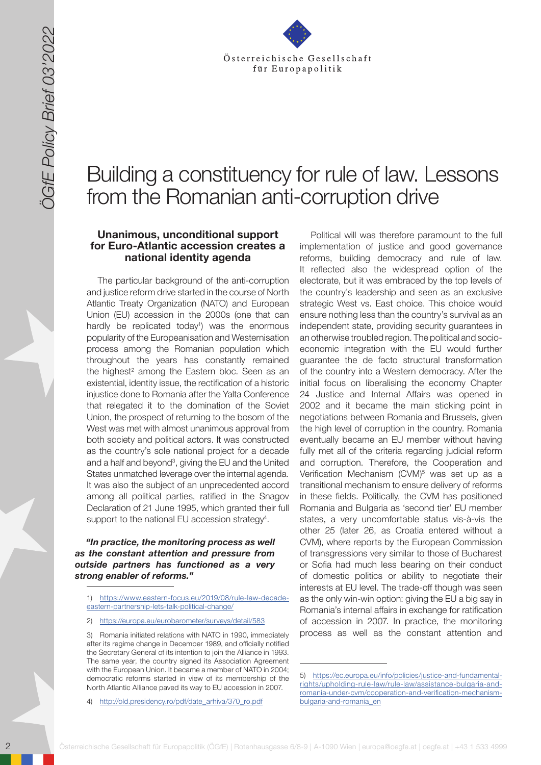# Building a constituency for rule of law. Lessons from the Romanian anti-corruption drive

### Unanimous, unconditional support for Euro-Atlantic accession creates a national identity agenda

The particular background of the anti-corruption and justice reform drive started in the course of North Atlantic Treaty Organization (NATO) and European Union (EU) accession in the 2000s (one that can hardly be replicated today[1]) was the enormous popularity of the Europeanisation and Westernisation process among the Romanian population which throughout the years has constantly remained the highest[2] among the Eastern bloc. Seen as an existential, identity issue, the rectification of a historic injustice done to Romania after the Yalta Conference that relegated it to the domination of the Soviet Union, the prospect of returning to the bosom of the West was met with almost unanimous approval from both society and political actors. It was constructed as the country's sole national project for a decade and a half and beyond[3], giving the EU and the United States unmatched leverage over the internal agenda. It was also the subject of an unprecedented accord among all political parties, ratified in the Snagov Declaration of 21 June 1995, which granted their full support to the national EU accession strategy[4].

***"In practice, the monitoring process as well as the constant attention and pressure from outside partners has functioned as a very strong enabler of reforms."***

Political will was therefore paramount to the full implementation of justice and good governance reforms, building democracy and rule of law. It reflected also the widespread option of the electorate, but it was embraced by the top levels of the country's leadership and seen as an exclusive strategic West vs. East choice. This choice would ensure nothing less than the country's survival as an independent state, providing security guarantees in an otherwise troubled region. The political and socio-economic integration with the EU would further guarantee the de facto structural transformation of the country into a Western democracy. After the initial focus on liberalising the economy Chapter 24 Justice and Internal Affairs was opened in 2002 and it became the main sticking point in negotiations between Romania and Brussels, given the high level of corruption in the country. Romania eventually became an EU member without having fully met all of the criteria regarding judicial reform and corruption. Therefore, the Cooperation and Verification Mechanism (CVM)[5] was set up as a transitional mechanism to ensure delivery of reforms in these fields. Politically, the CVM has positioned Romania and Bulgaria as 'second tier' EU member states, a very uncomfortable status vis-à-vis the other 25 (later 26, as Croatia entered without a CVM), where reports by the European Commission of transgressions very similar to those of Bucharest or Sofia had much less bearing on their conduct of domestic politics or ability to negotiate their interests at EU level. The trade-off though was seen as the only win-win option: giving the EU a big say in Romania's internal affairs in exchange for ratification of accession in 2007. In practice, the monitoring process as well as the constant attention and

---

1) https://www.eastern-focus.eu/2019/08/rule-law-decade-eastern-partnership-lets-talk-political-change/

2) https://europa.eu/eurobarometer/surveys/detail/583

3) Romania initiated relations with NATO in 1990, immediately after its regime change in December 1989, and officially notified the Secretary General of its intention to join the Alliance in 1993. The same year, the country signed its Association Agreement with the European Union. It became a member of NATO in 2004; democratic reforms started in view of its membership of the North Atlantic Alliance paved its way to EU accession in 2007.

4) http://old.presidency.ro/pdf/date_arhiva/370_ro.pdf

5) https://ec.europa.eu/info/policies/justice-and-fundamental-rights/upholding-rule-law/rule-law/assistance-bulgaria-and-romania-under-cvm/cooperation-and-verification-mechanism-bulgaria-and-romania_en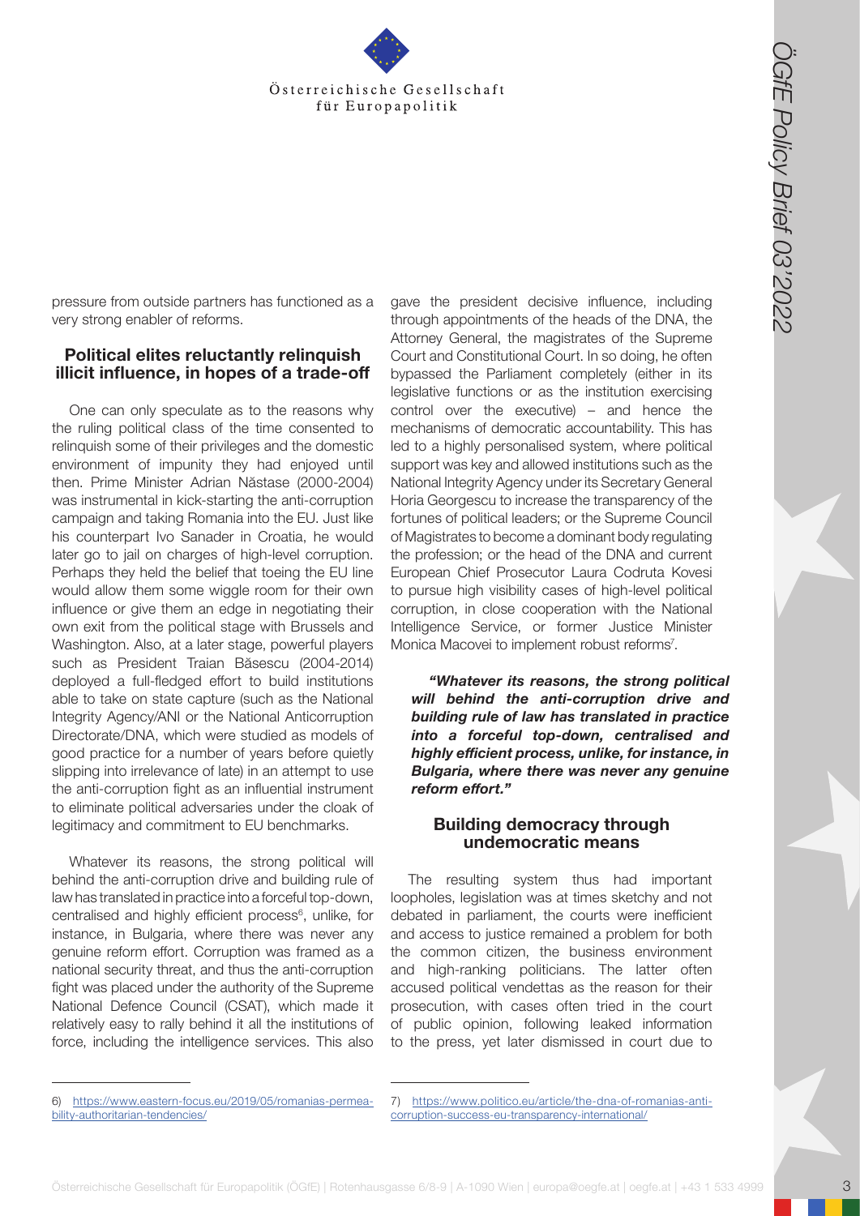pressure from outside partners has functioned as a very strong enabler of reforms.

## Political elites reluctantly relinquish illicit influence, in hopes of a trade-off

One can only speculate as to the reasons why the ruling political class of the time consented to relinquish some of their privileges and the domestic environment of impunity they had enjoyed until then. Prime Minister Adrian Năstase (2000-2004) was instrumental in kick-starting the anti-corruption campaign and taking Romania into the EU. Just like his counterpart Ivo Sanader in Croatia, he would later go to jail on charges of high-level corruption. Perhaps they held the belief that toeing the EU line would allow them some wiggle room for their own influence or give them an edge in negotiating their own exit from the political stage with Brussels and Washington. Also, at a later stage, powerful players such as President Traian Băsescu (2004-2014) deployed a full-fledged effort to build institutions able to take on state capture (such as the National Integrity Agency/ANI or the National Anticorruption Directorate/DNA, which were studied as models of good practice for a number of years before quietly slipping into irrelevance of late) in an attempt to use the anti-corruption fight as an influential instrument to eliminate political adversaries under the cloak of legitimacy and commitment to EU benchmarks.

Whatever its reasons, the strong political will behind the anti-corruption drive and building rule of law has translated in practice into a forceful top-down, centralised and highly efficient process[6], unlike, for instance, in Bulgaria, where there was never any genuine reform effort. Corruption was framed as a national security threat, and thus the anti-corruption fight was placed under the authority of the Supreme National Defence Council (CSAT), which made it relatively easy to rally behind it all the institutions of force, including the intelligence services. This also gave the president decisive influence, including through appointments of the heads of the DNA, the Attorney General, the magistrates of the Supreme Court and Constitutional Court. In so doing, he often bypassed the Parliament completely (either in its legislative functions or as the institution exercising control over the executive) – and hence the mechanisms of democratic accountability. This has led to a highly personalised system, where political support was key and allowed institutions such as the National Integrity Agency under its Secretary General Horia Georgescu to increase the transparency of the fortunes of political leaders; or the Supreme Council of Magistrates to become a dominant body regulating the profession; or the head of the DNA and current European Chief Prosecutor Laura Codruta Kovesi to pursue high visibility cases of high-level political corruption, in close cooperation with the National Intelligence Service, or former Justice Minister Monica Macovei to implement robust reforms[7].

> ***"Whatever its reasons, the strong political will behind the anti-corruption drive and building rule of law has translated in practice into a forceful top-down, centralised and highly efficient process, unlike, for instance, in Bulgaria, where there was never any genuine reform effort."***

## Building democracy through undemocratic means

The resulting system thus had important loopholes, legislation was at times sketchy and not debated in parliament, the courts were inefficient and access to justice remained a problem for both the common citizen, the business environment and high-ranking politicians. The latter often accused political vendettas as the reason for their prosecution, with cases often tried in the court of public opinion, following leaked information to the press, yet later dismissed in court due to

---

6) https://www.eastern-focus.eu/2019/05/romanias-permeability-authoritarian-tendencies/

7) https://www.politico.eu/article/the-dna-of-romanias-anti-corruption-success-eu-transparency-international/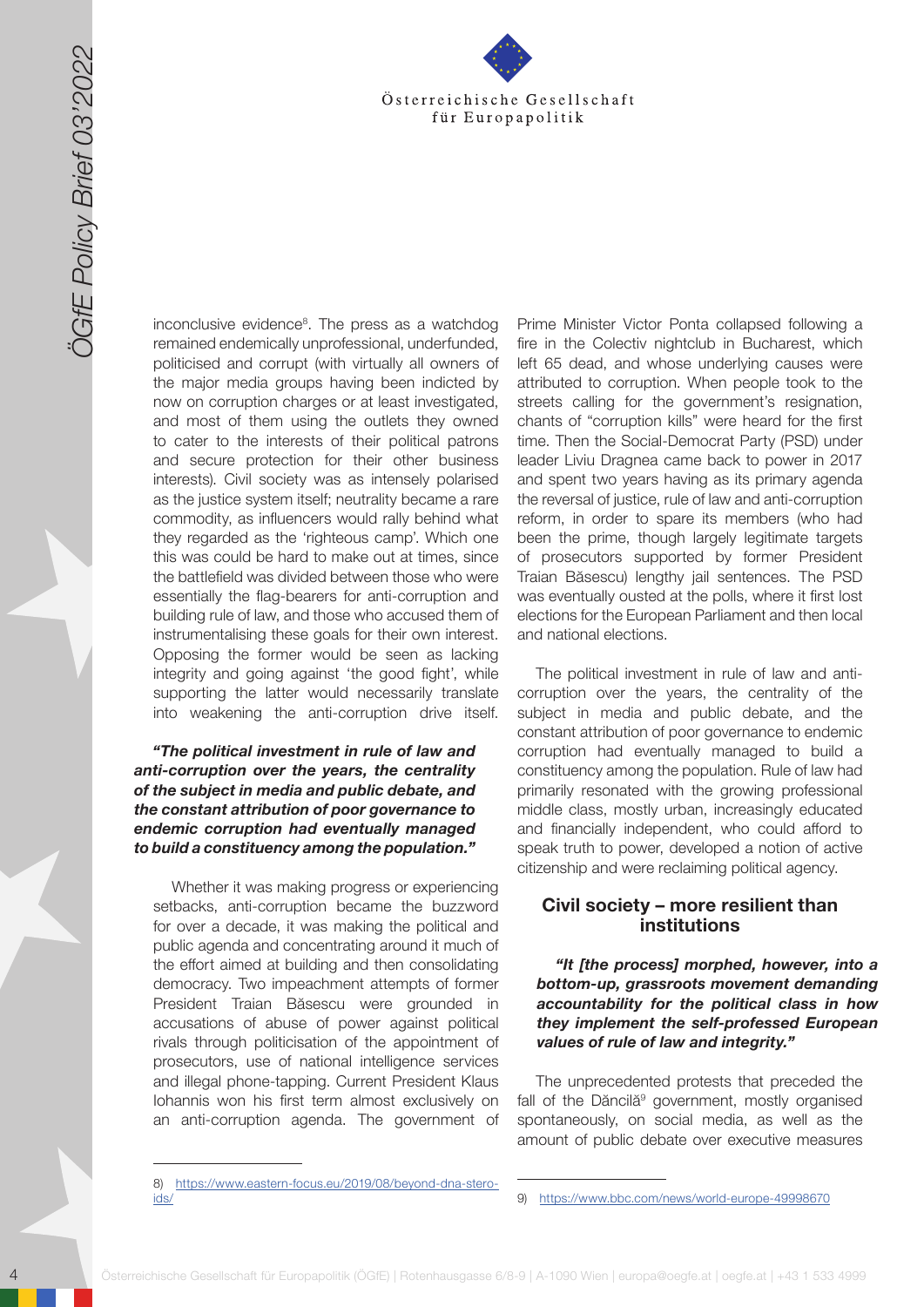inconclusive evidence[8]. The press as a watchdog remained endemically unprofessional, underfunded, politicised and corrupt (with virtually all owners of the major media groups having been indicted by now on corruption charges or at least investigated, and most of them using the outlets they owned to cater to the interests of their political patrons and secure protection for their other business interests). Civil society was as intensely polarised as the justice system itself; neutrality became a rare commodity, as influencers would rally behind what they regarded as the 'righteous camp'. Which one this was could be hard to make out at times, since the battlefield was divided between those who were essentially the flag-bearers for anti-corruption and building rule of law, and those who accused them of instrumentalising these goals for their own interest. Opposing the former would be seen as lacking integrity and going against 'the good fight', while supporting the latter would necessarily translate into weakening the anti-corruption drive itself.

***"The political investment in rule of law and anti-corruption over the years, the centrality of the subject in media and public debate, and the constant attribution of poor governance to endemic corruption had eventually managed to build a constituency among the population."***

Whether it was making progress or experiencing setbacks, anti-corruption became the buzzword for over a decade, it was making the political and public agenda and concentrating around it much of the effort aimed at building and then consolidating democracy. Two impeachment attempts of former President Traian Băsescu were grounded in accusations of abuse of power against political rivals through politicisation of the appointment of prosecutors, use of national intelligence services and illegal phone-tapping. Current President Klaus Iohannis won his first term almost exclusively on an anti-corruption agenda. The government of Prime Minister Victor Ponta collapsed following a fire in the Colectiv nightclub in Bucharest, which left 65 dead, and whose underlying causes were attributed to corruption. When people took to the streets calling for the government's resignation, chants of "corruption kills" were heard for the first time. Then the Social-Democrat Party (PSD) under leader Liviu Dragnea came back to power in 2017 and spent two years having as its primary agenda the reversal of justice, rule of law and anti-corruption reform, in order to spare its members (who had been the prime, though largely legitimate targets of prosecutors supported by former President Traian Băsescu) lengthy jail sentences. The PSD was eventually ousted at the polls, where it first lost elections for the European Parliament and then local and national elections.

The political investment in rule of law and anti-corruption over the years, the centrality of the subject in media and public debate, and the constant attribution of poor governance to endemic corruption had eventually managed to build a constituency among the population. Rule of law had primarily resonated with the growing professional middle class, mostly urban, increasingly educated and financially independent, who could afford to speak truth to power, developed a notion of active citizenship and were reclaiming political agency.

## Civil society – more resilient than institutions

***"It [the process] morphed, however, into a bottom-up, grassroots movement demanding accountability for the political class in how they implement the self-professed European values of rule of law and integrity."***

The unprecedented protests that preceded the fall of the Dăncilă[9] government, mostly organised spontaneously, on social media, as well as the amount of public debate over executive measures

---

8) https://www.eastern-focus.eu/2019/08/beyond-dna-steroids/

9) https://www.bbc.com/news/world-europe-49998670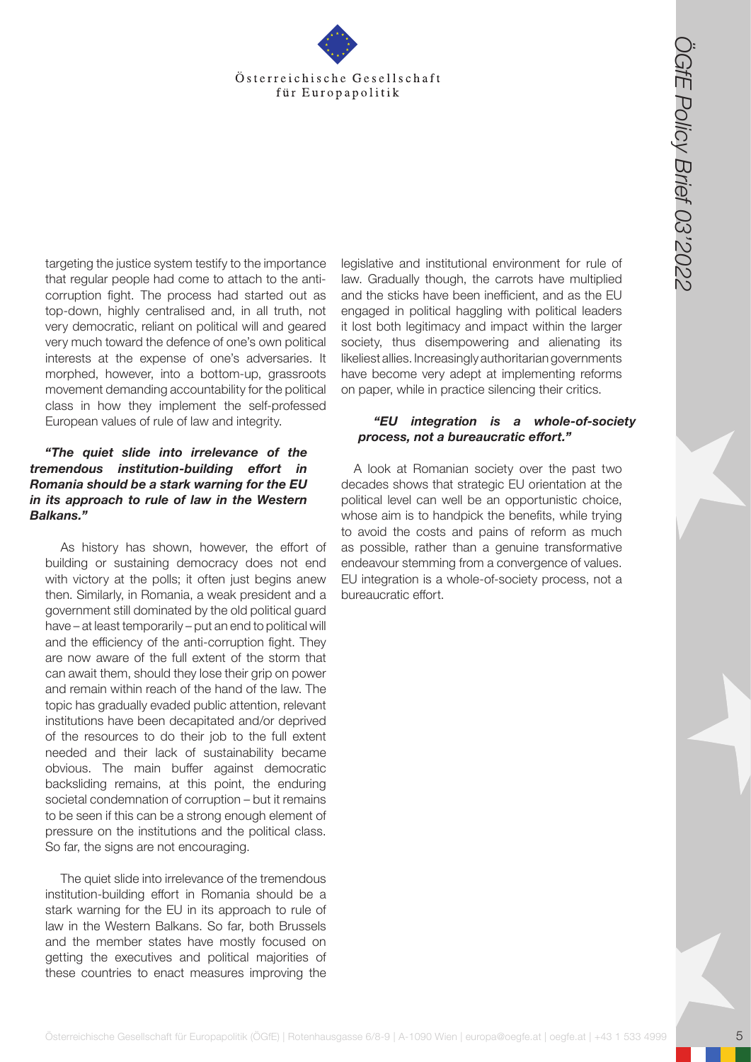targeting the justice system testify to the importance that regular people had come to attach to the anti-corruption fight. The process had started out as top-down, highly centralised and, in all truth, not very democratic, reliant on political will and geared very much toward the defence of one's own political interests at the expense of one's adversaries. It morphed, however, into a bottom-up, grassroots movement demanding accountability for the political class in how they implement the self-professed European values of rule of law and integrity.

***"The quiet slide into irrelevance of the tremendous institution-building effort in Romania should be a stark warning for the EU in its approach to rule of law in the Western Balkans."***

As history has shown, however, the effort of building or sustaining democracy does not end with victory at the polls; it often just begins anew then. Similarly, in Romania, a weak president and a government still dominated by the old political guard have – at least temporarily – put an end to political will and the efficiency of the anti-corruption fight. They are now aware of the full extent of the storm that can await them, should they lose their grip on power and remain within reach of the hand of the law. The topic has gradually evaded public attention, relevant institutions have been decapitated and/or deprived of the resources to do their job to the full extent needed and their lack of sustainability became obvious. The main buffer against democratic backsliding remains, at this point, the enduring societal condemnation of corruption – but it remains to be seen if this can be a strong enough element of pressure on the institutions and the political class. So far, the signs are not encouraging.

The quiet slide into irrelevance of the tremendous institution-building effort in Romania should be a stark warning for the EU in its approach to rule of law in the Western Balkans. So far, both Brussels and the member states have mostly focused on getting the executives and political majorities of these countries to enact measures improving the legislative and institutional environment for rule of law. Gradually though, the carrots have multiplied and the sticks have been inefficient, and as the EU engaged in political haggling with political leaders it lost both legitimacy and impact within the larger society, thus disempowering and alienating its likeliest allies. Increasingly authoritarian governments have become very adept at implementing reforms on paper, while in practice silencing their critics.

***"EU integration is a whole-of-society process, not a bureaucratic effort."***

A look at Romanian society over the past two decades shows that strategic EU orientation at the political level can well be an opportunistic choice, whose aim is to handpick the benefits, while trying to avoid the costs and pains of reform as much as possible, rather than a genuine transformative endeavour stemming from a convergence of values. EU integration is a whole-of-society process, not a bureaucratic effort.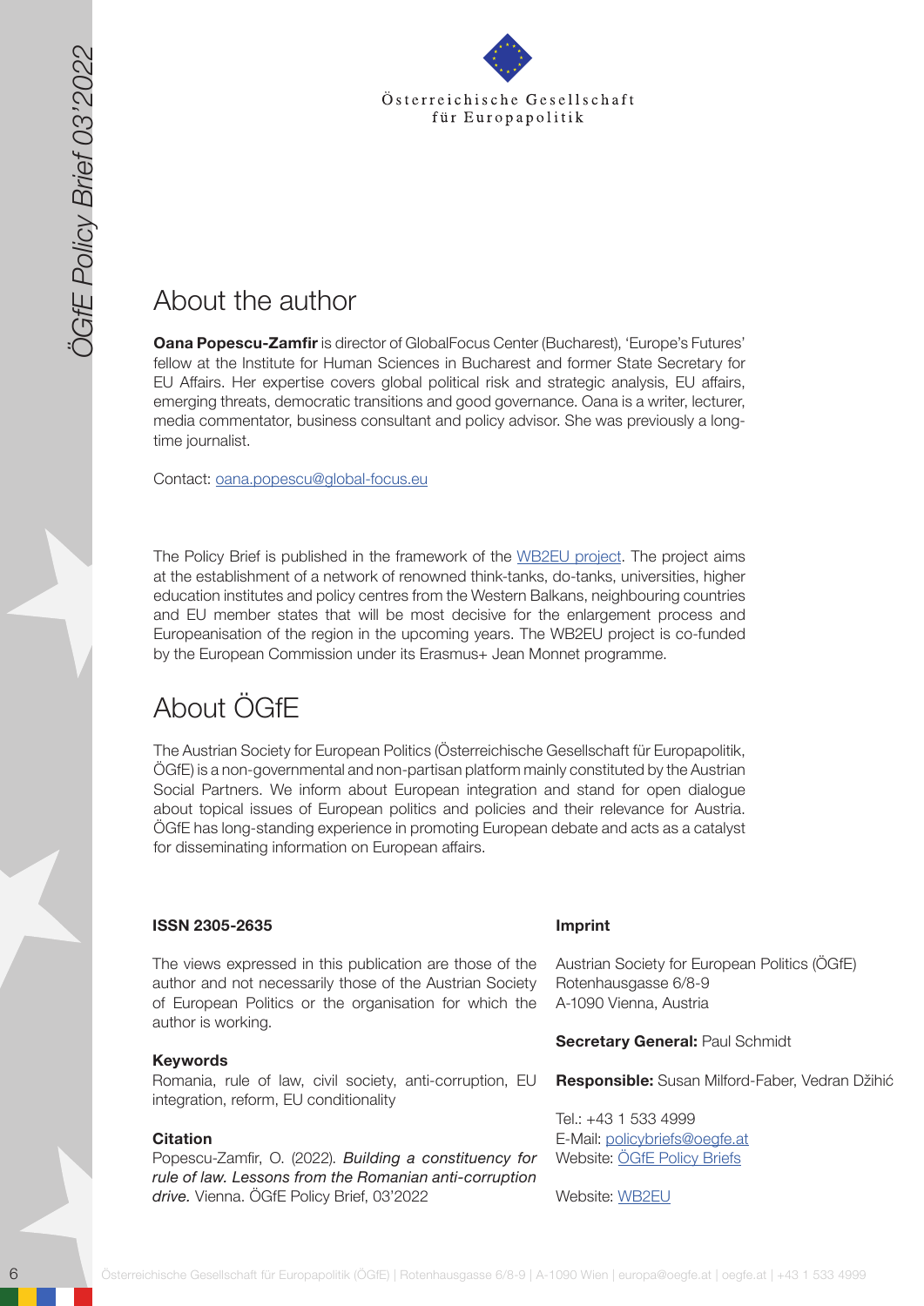Österreichische Gesellschaft für Europapolitik

## About the author

**Oana Popescu-Zamfir** is director of GlobalFocus Center (Bucharest), 'Europe's Futures' fellow at the Institute for Human Sciences in Bucharest and former State Secretary for EU Affairs. Her expertise covers global political risk and strategic analysis, EU affairs, emerging threats, democratic transitions and good governance. Oana is a writer, lecturer, media commentator, business consultant and policy advisor. She was previously a long-time journalist.

Contact: oana.popescu@global-focus.eu

The Policy Brief is published in the framework of the WB2EU project. The project aims at the establishment of a network of renowned think-tanks, do-tanks, universities, higher education institutes and policy centres from the Western Balkans, neighbouring countries and EU member states that will be most decisive for the enlargement process and Europeanisation of the region in the upcoming years. The WB2EU project is co-funded by the European Commission under its Erasmus+ Jean Monnet programme.

## About ÖGfE

The Austrian Society for European Politics (Österreichische Gesellschaft für Europapolitik, ÖGfE) is a non-governmental and non-partisan platform mainly constituted by the Austrian Social Partners. We inform about European integration and stand for open dialogue about topical issues of European politics and policies and their relevance for Austria. ÖGfE has long-standing experience in promoting European debate and acts as a catalyst for disseminating information on European affairs.

**ISSN 2305-2635**

The views expressed in this publication are those of the author and not necessarily those of the Austrian Society of European Politics or the organisation for which the author is working.

**Keywords**
Romania, rule of law, civil society, anti-corruption, EU integration, reform, EU conditionality

**Citation**
Popescu-Zamfir, O. (2022). *Building a constituency for rule of law. Lessons from the Romanian anti-corruption drive.* Vienna. ÖGfE Policy Brief, 03'2022

**Imprint**

Austrian Society for European Politics (ÖGfE)
Rotenhausgasse 6/8-9
A-1090 Vienna, Austria

**Secretary General:** Paul Schmidt

**Responsible:** Susan Milford-Faber, Vedran Džihić

Tel.: +43 1 533 4999
E-Mail: policybriefs@oegfe.at
Website: ÖGfE Policy Briefs

Website: WB2EU